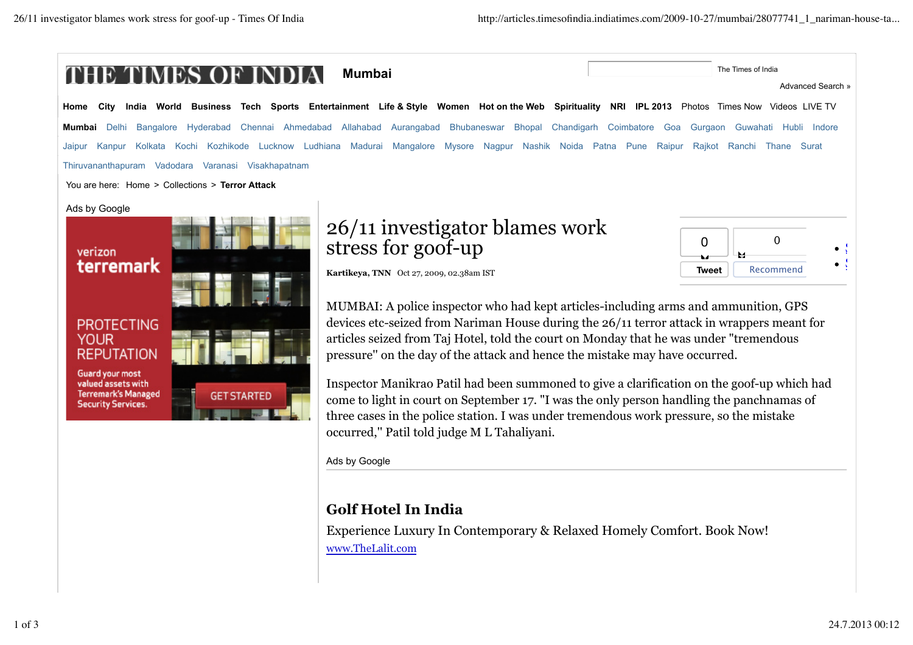# 26/11 investigator blames work stress for goof-up

**Kartikeya, TNN** Oct 27, 2009, 02.38am IST

MUMBAI: A police inspector who had kept articles-including arms and ammunition, GPS devices etc-seized from Nariman House during the 26/11 terror attack in wrappers meant for articles seized from Taj Hotel, told the court on Monday that he was under "tremendous pressure" on the day of the attack and hence the mistake may have occurred.

Inspector Manikrao Patil had been summoned to give a clarification on the goof-up which had come to light in court on September 17. "I was the only person handling the panchnamas of three cases in the police station. I was under tremendous work pressure, so the mistake occurred," Patil told judge M L Tahaliyani.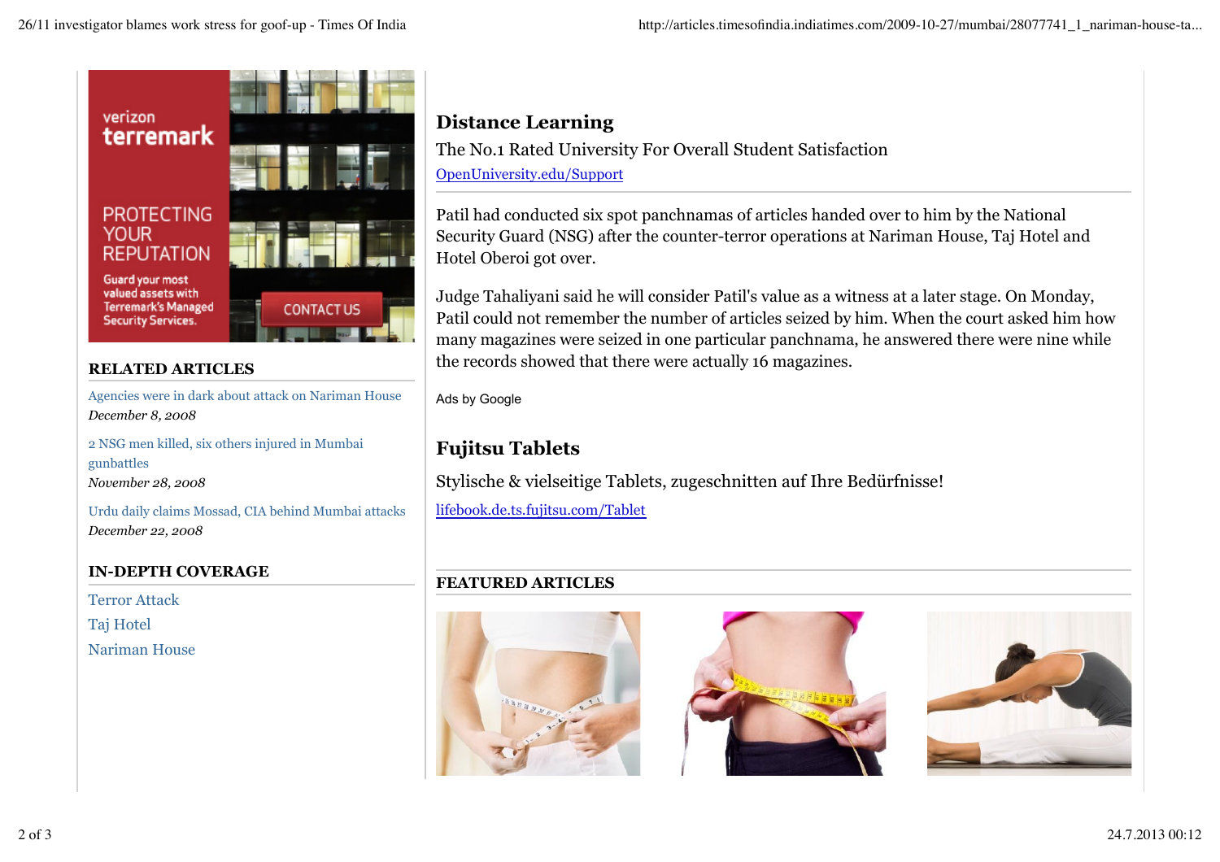## Distance Learning

The No.1 Rated University For Overall Student Satisfaction

OpenUniversity.edu/Support

Patil had conducted six spot panchnamas of articles handed over to him by the National Security Guard (NSG) after the counter-terror operations at Nariman House, Taj Hotel and Hotel Oberoi got over.

Judge Tahaliyani said he will consider Patil's value as a witness at a later stage. On Monday, Patil could not remember the number of articles seized by him. When the court asked him how many magazines were seized in one particular panchnama, he answered there were nine while the records showed that there were actually 16 magazines.

Ads by Google

## Fujitsu Tablets

Stylische & vielseitige Tablets, zugeschnitten auf Ihre Bedürfnisse!

lifebook.de.ts.fujitsu.com/Tablet

### RELATED ARTICLES

Agencies were in dark about attack on Nariman House
*December 8, 2008*

2 NSG men killed, six others injured in Mumbai gunbattles
*November 28, 2008*

Urdu daily claims Mossad, CIA behind Mumbai attacks
*December 22, 2008*

### IN-DEPTH COVERAGE

Terror Attack

Taj Hotel

Nariman House

### FEATURED ARTICLES